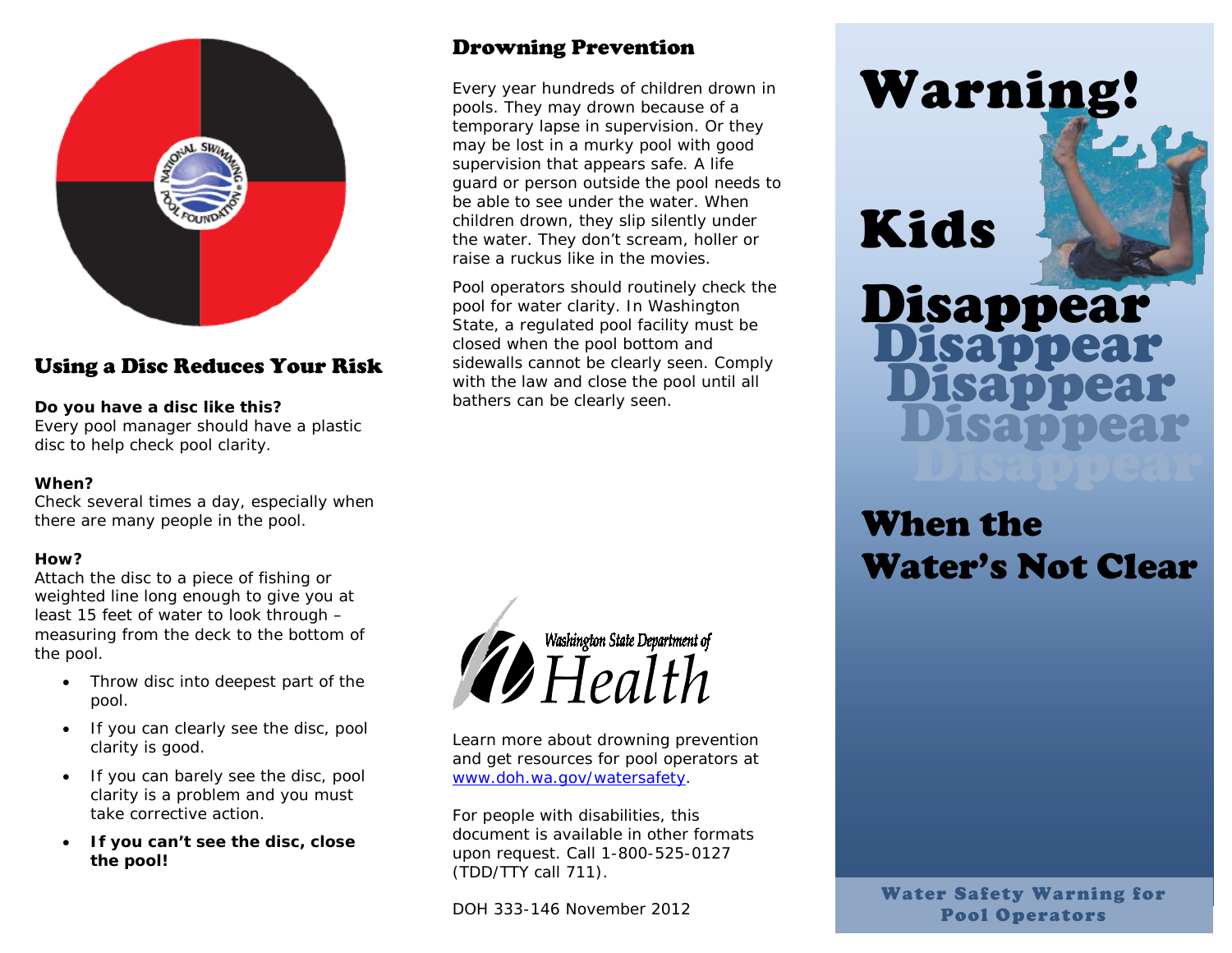## Using a Disc Reduces Your Risk

**Do you have a disc like this?**
Every pool manager should have a plastic disc to help check pool clarity.

**When?**
Check several times a day, especially when there are many people in the pool.

**How?**
Attach the disc to a piece of fishing or weighted line long enough to give you at least 15 feet of water to look through – measuring from the deck to the bottom of the pool.

- Throw disc into deepest part of the pool.
- If you can clearly see the disc, pool clarity is good.
- If you can barely see the disc, pool clarity is a problem and you must take corrective action.
- **If you can't see the disc, close the pool!**

## Drowning Prevention

Every year hundreds of children drown in pools. They may drown because of a temporary lapse in supervision. Or they may be lost in a murky pool with good supervision that appears safe. A life guard or person outside the pool needs to be able to see under the water. When children drown, they slip silently under the water. They don't scream, holler or raise a ruckus like in the movies.

Pool operators should routinely check the pool for water clarity. In Washington State, a regulated pool facility must be closed when the pool bottom and sidewalls cannot be clearly seen. Comply with the law and close the pool until all bathers can be clearly seen.

Washington State Department of Health

Learn more about drowning prevention and get resources for pool operators at www.doh.wa.gov/watersafety.

For people with disabilities, this document is available in other formats upon request. Call 1-800-525-0127 (TDD/TTY call 711).

DOH 333-146 November 2012

# Warning!

# Kids Disappear Disappear Disappear Disappear Disappear

# When the Water's Not Clear

**Water Safety Warning for Pool Operators**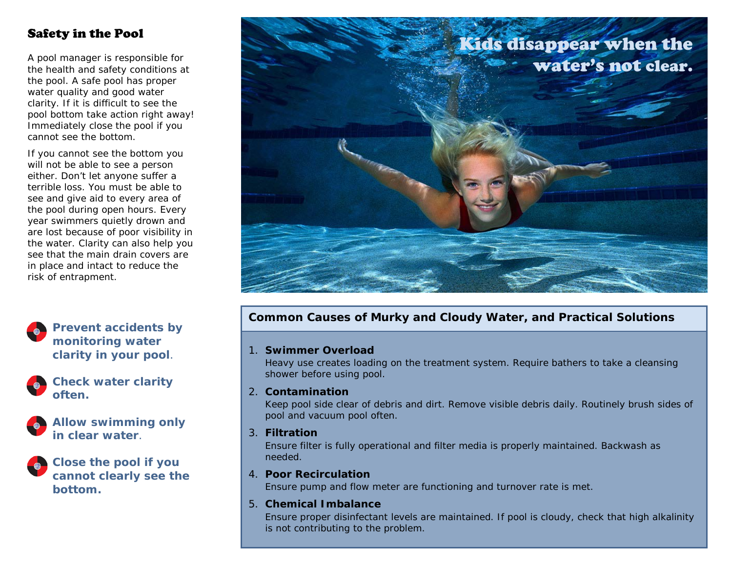## Safety in the Pool

A pool manager is responsible for the health and safety conditions at the pool. A safe pool has proper water quality and good water clarity. If it is difficult to see the pool bottom take action right away! Immediately close the pool if you cannot see the bottom.

If you cannot see the bottom you will not be able to see a person either. Don't let anyone suffer a terrible loss. You must be able to see and give aid to every area of the pool during open hours. Every year swimmers quietly drown and are lost because of poor visibility in the water. Clarity can also help you see that the main drain covers are in place and intact to reduce the risk of entrapment.

- **Prevent accidents by monitoring water clarity in your pool**.
- **Check water clarity often.**
- **Allow swimming only in clear water**.
- **Close the pool if you cannot clearly see the bottom.**

**Kids disappear when the water's not clear.**

### Common Causes of Murky and Cloudy Water, and Practical Solutions

1. **Swimmer Overload**
   Heavy use creates loading on the treatment system. Require bathers to take a cleansing shower before using pool.
2. **Contamination**
   Keep pool side clear of debris and dirt. Remove visible debris daily. Routinely brush sides of pool and vacuum pool often.
3. **Filtration**
   Ensure filter is fully operational and filter media is properly maintained. Backwash as needed.
4. **Poor Recirculation**
   Ensure pump and flow meter are functioning and turnover rate is met.
5. **Chemical Imbalance**
   Ensure proper disinfectant levels are maintained. If pool is cloudy, check that high alkalinity is not contributing to the problem.